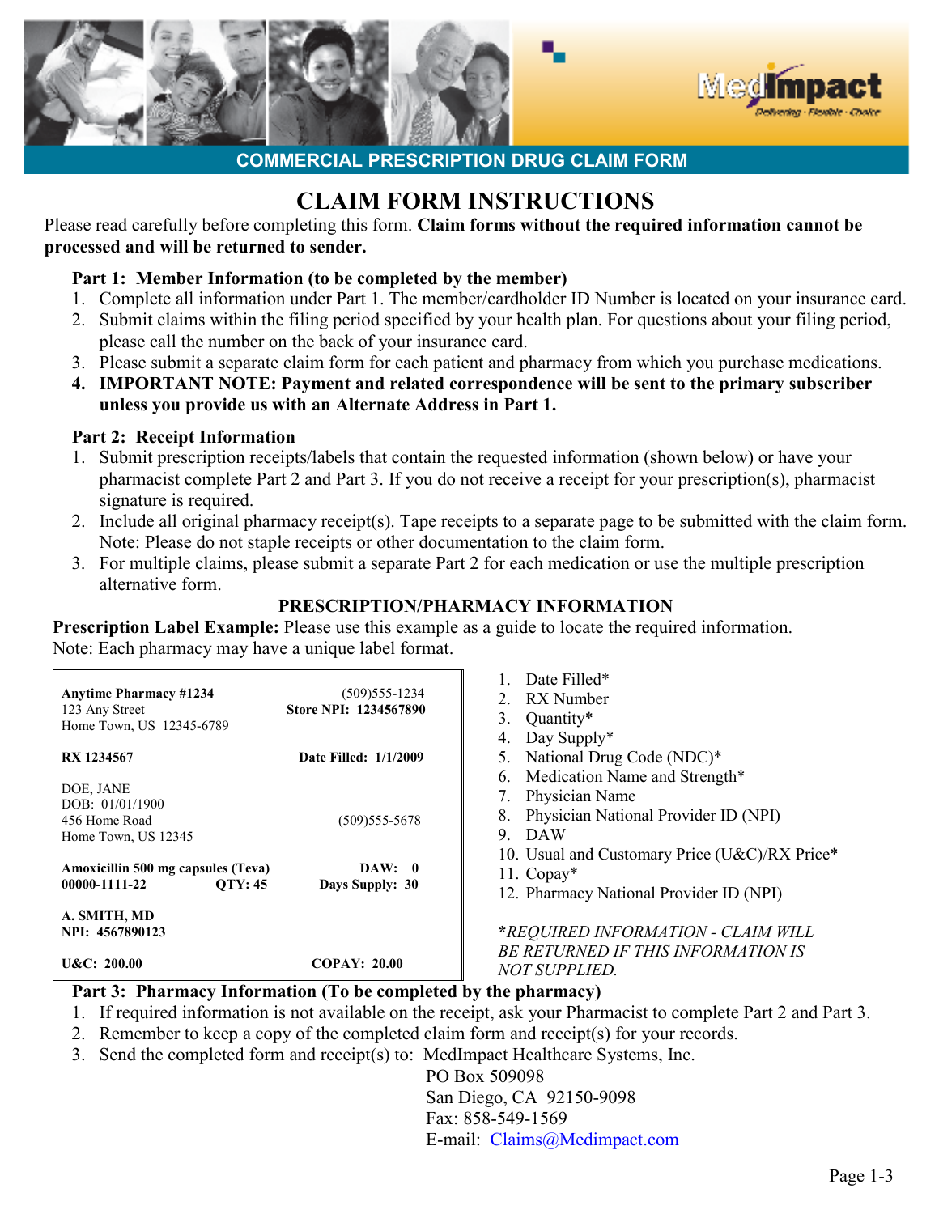MedImpact

Delivering · Flexible · Choice

## COMMERCIAL PRESCRIPTION DRUG CLAIM FORM

# CLAIM FORM INSTRUCTIONS

Please read carefully before completing this form. **Claim forms without the required information cannot be processed and will be returned to sender.**

### Part 1: Member Information (to be completed by the member)

1. Complete all information under Part 1. The member/cardholder ID Number is located on your insurance card.
2. Submit claims within the filing period specified by your health plan. For questions about your filing period, please call the number on the back of your insurance card.
3. Please submit a separate claim form for each patient and pharmacy from which you purchase medications.
4. **IMPORTANT NOTE: Payment and related correspondence will be sent to the primary subscriber unless you provide us with an Alternate Address in Part 1.**

### Part 2: Receipt Information

1. Submit prescription receipts/labels that contain the requested information (shown below) or have your pharmacist complete Part 2 and Part 3. If you do not receive a receipt for your prescription(s), pharmacist signature is required.
2. Include all original pharmacy receipt(s). Tape receipts to a separate page to be submitted with the claim form. Note: Please do not staple receipts or other documentation to the claim form.
3. For multiple claims, please submit a separate Part 2 for each medication or use the multiple prescription alternative form.

## PRESCRIPTION/PHARMACY INFORMATION

**Prescription Label Example:** Please use this example as a guide to locate the required information.
Note: Each pharmacy may have a unique label format.

| | |
|---|---|
| **Anytime Pharmacy #1234**<br>123 Any Street<br>Home Town, US 12345-6789 | (509)555-1234<br>**Store NPI: 1234567890** |
| **RX 1234567** | **Date Filled: 1/1/2009** |
| DOE, JANE<br>DOB: 01/01/1900<br>456 Home Road<br>Home Town, US 12345 | (509)555-5678 |
| **Amoxicillin 500 mg capsules (Teva)**<br>**00000-1111-22 QTY: 45** | **DAW: 0**<br>**Days Supply: 30** |
| **A. SMITH, MD**<br>**NPI: 4567890123** | |
| **U&C: 200.00** | **COPAY: 20.00** |

1. Date Filled*
2. RX Number
3. Quantity*
4. Day Supply*
5. National Drug Code (NDC)*
6. Medication Name and Strength*
7. Physician Name
8. Physician National Provider ID (NPI)
9. DAW
10. Usual and Customary Price (U&C)/RX Price*
11. Copay*
12. Pharmacy National Provider ID (NPI)

**\****REQUIRED INFORMATION - CLAIM WILL BE RETURNED IF THIS INFORMATION IS NOT SUPPLIED.*

### Part 3: Pharmacy Information (To be completed by the pharmacy)

1. If required information is not available on the receipt, ask your Pharmacist to complete Part 2 and Part 3.
2. Remember to keep a copy of the completed claim form and receipt(s) for your records.
3. Send the completed form and receipt(s) to: MedImpact Healthcare Systems, Inc.
   PO Box 509098
   San Diego, CA 92150-9098
   Fax: 858-549-1569
   E-mail: Claims@Medimpact.com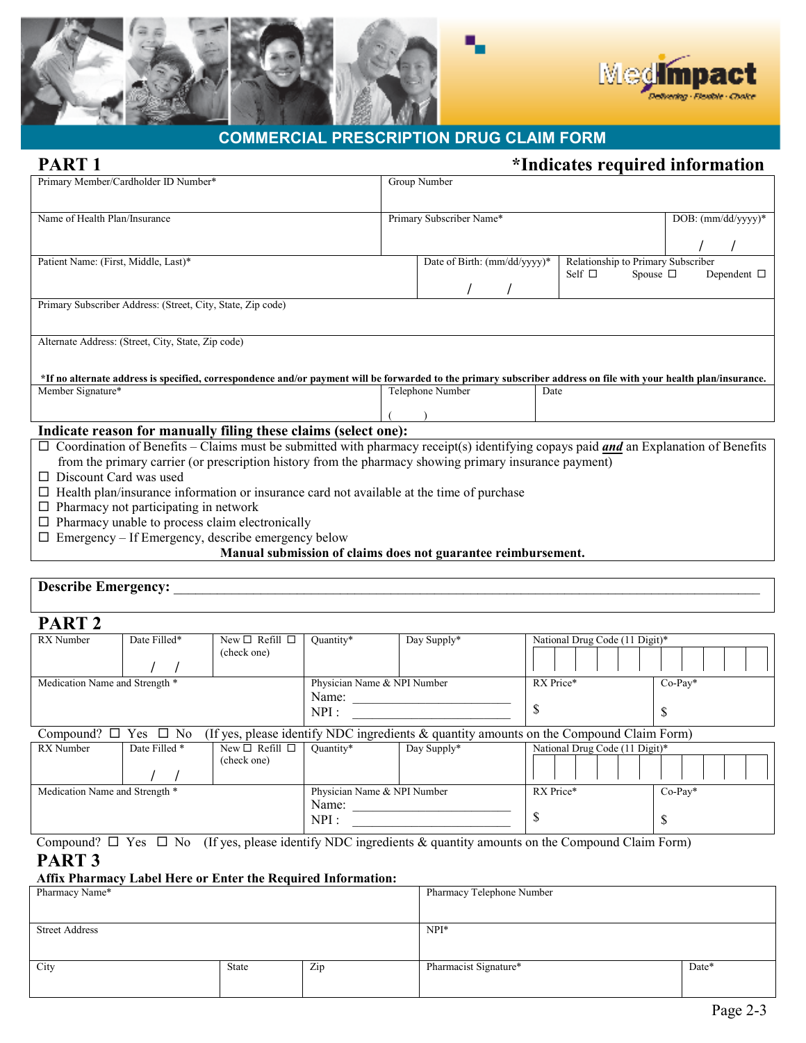MedImpact

Delivering · Flexible · Choice

# COMMERCIAL PRESCRIPTION DRUG CLAIM FORM

## PART 1

***Indicates required information**

| Primary Member/Cardholder ID Number* | | Group Number | |
|---|---|---|---|
| Name of Health Plan/Insurance | | Primary Subscriber Name* | DOB: (mm/dd/yyyy)* / / |
| Patient Name: (First, Middle, Last)* | Date of Birth: (mm/dd/yyyy)* / / | Relationship to Primary Subscriber Self ☐ Spouse ☐ Dependent ☐ | |

Primary Subscriber Address: (Street, City, State, Zip code)

Alternate Address: (Street, City, State, Zip code)

***If no alternate address is specified, correspondence and/or payment will be forwarded to the primary subscriber address on file with your health plan/insurance.**

| Member Signature* | Telephone Number ( ) | Date |
|---|---|---|

**Indicate reason for manually filing these claims (select one):**

- ☐ Coordination of Benefits – Claims must be submitted with pharmacy receipt(s) identifying copays paid ***and*** an Explanation of Benefits from the primary carrier (or prescription history from the pharmacy showing primary insurance payment)
- ☐ Discount Card was used
- ☐ Health plan/insurance information or insurance card not available at the time of purchase
- ☐ Pharmacy not participating in network
- ☐ Pharmacy unable to process claim electronically
- ☐ Emergency – If Emergency, describe emergency below

**Manual submission of claims does not guarantee reimbursement.**

**Describe Emergency:** ___________________________________________

## PART 2

| RX Number | Date Filled* | New ☐ Refill ☐ (check one) | Quantity* | Day Supply* | National Drug Code (11 Digit)* | |
|---|---|---|---|---|---|---|
| | / / | | | | | |
| Medication Name and Strength * | | | Physician Name & NPI Number<br>Name: ____________<br>NPI : ____________ | | RX Price*<br>$ | Co-Pay*<br>$ |

Compound? ☐ Yes ☐ No (If yes, please identify NDC ingredients & quantity amounts on the Compound Claim Form)

| RX Number | Date Filled * | New ☐ Refill ☐ (check one) | Quantity* | Day Supply* | National Drug Code (11 Digit)* | |
|---|---|---|---|---|---|---|
| | / / | | | | | |
| Medication Name and Strength * | | | Physician Name & NPI Number<br>Name: ____________<br>NPI : ____________ | | RX Price*<br>$ | Co-Pay*<br>$ |

Compound? ☐ Yes ☐ No (If yes, please identify NDC ingredients & quantity amounts on the Compound Claim Form)

## PART 3

**Affix Pharmacy Label Here or Enter the Required Information:**

| Pharmacy Name* | | | Pharmacy Telephone Number | |
|---|---|---|---|---|
| Street Address | | | NPI* | |
| City | State | Zip | Pharmacist Signature* | Date* |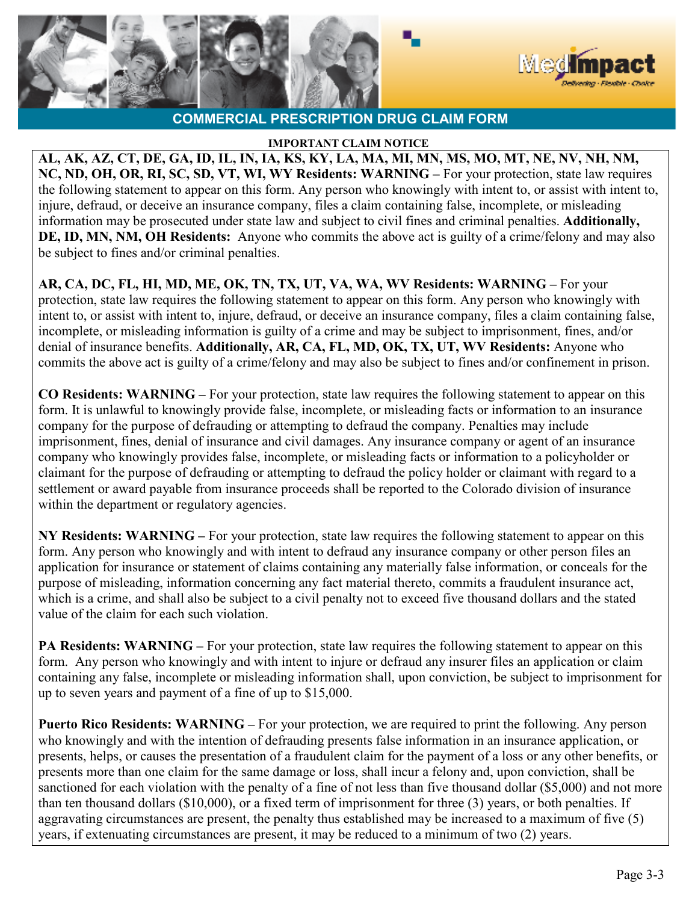# COMMERCIAL PRESCRIPTION DRUG CLAIM FORM

## IMPORTANT CLAIM NOTICE

**AL, AK, AZ, CT, DE, GA, ID, IL, IN, IA, KS, KY, LA, MA, MI, MN, MS, MO, MT, NE, NV, NH, NM, NC, ND, OH, OR, RI, SC, SD, VT, WI, WY Residents: WARNING –** For your protection, state law requires the following statement to appear on this form. Any person who knowingly with intent to, or assist with intent to, injure, defraud, or deceive an insurance company, files a claim containing false, incomplete, or misleading information may be prosecuted under state law and subject to civil fines and criminal penalties. **Additionally, DE, ID, MN, NM, OH Residents:** Anyone who commits the above act is guilty of a crime/felony and may also be subject to fines and/or criminal penalties.

**AR, CA, DC, FL, HI, MD, ME, OK, TN, TX, UT, VA, WA, WV Residents: WARNING –** For your protection, state law requires the following statement to appear on this form. Any person who knowingly with intent to, or assist with intent to, injure, defraud, or deceive an insurance company, files a claim containing false, incomplete, or misleading information is guilty of a crime and may be subject to imprisonment, fines, and/or denial of insurance benefits. **Additionally, AR, CA, FL, MD, OK, TX, UT, WV Residents:** Anyone who commits the above act is guilty of a crime/felony and may also be subject to fines and/or confinement in prison.

**CO Residents: WARNING –** For your protection, state law requires the following statement to appear on this form. It is unlawful to knowingly provide false, incomplete, or misleading facts or information to an insurance company for the purpose of defrauding or attempting to defraud the company. Penalties may include imprisonment, fines, denial of insurance and civil damages. Any insurance company or agent of an insurance company who knowingly provides false, incomplete, or misleading facts or information to a policyholder or claimant for the purpose of defrauding or attempting to defraud the policy holder or claimant with regard to a settlement or award payable from insurance proceeds shall be reported to the Colorado division of insurance within the department or regulatory agencies.

**NY Residents: WARNING –** For your protection, state law requires the following statement to appear on this form. Any person who knowingly and with intent to defraud any insurance company or other person files an application for insurance or statement of claims containing any materially false information, or conceals for the purpose of misleading, information concerning any fact material thereto, commits a fraudulent insurance act, which is a crime, and shall also be subject to a civil penalty not to exceed five thousand dollars and the stated value of the claim for each such violation.

**PA Residents: WARNING –** For your protection, state law requires the following statement to appear on this form. Any person who knowingly and with intent to injure or defraud any insurer files an application or claim containing any false, incomplete or misleading information shall, upon conviction, be subject to imprisonment for up to seven years and payment of a fine of up to $15,000.

**Puerto Rico Residents: WARNING –** For your protection, we are required to print the following. Any person who knowingly and with the intention of defrauding presents false information in an insurance application, or presents, helps, or causes the presentation of a fraudulent claim for the payment of a loss or any other benefits, or presents more than one claim for the same damage or loss, shall incur a felony and, upon conviction, shall be sanctioned for each violation with the penalty of a fine of not less than five thousand dollar ($5,000) and not more than ten thousand dollars ($10,000), or a fixed term of imprisonment for three (3) years, or both penalties. If aggravating circumstances are present, the penalty thus established may be increased to a maximum of five (5) years, if extenuating circumstances are present, it may be reduced to a minimum of two (2) years.